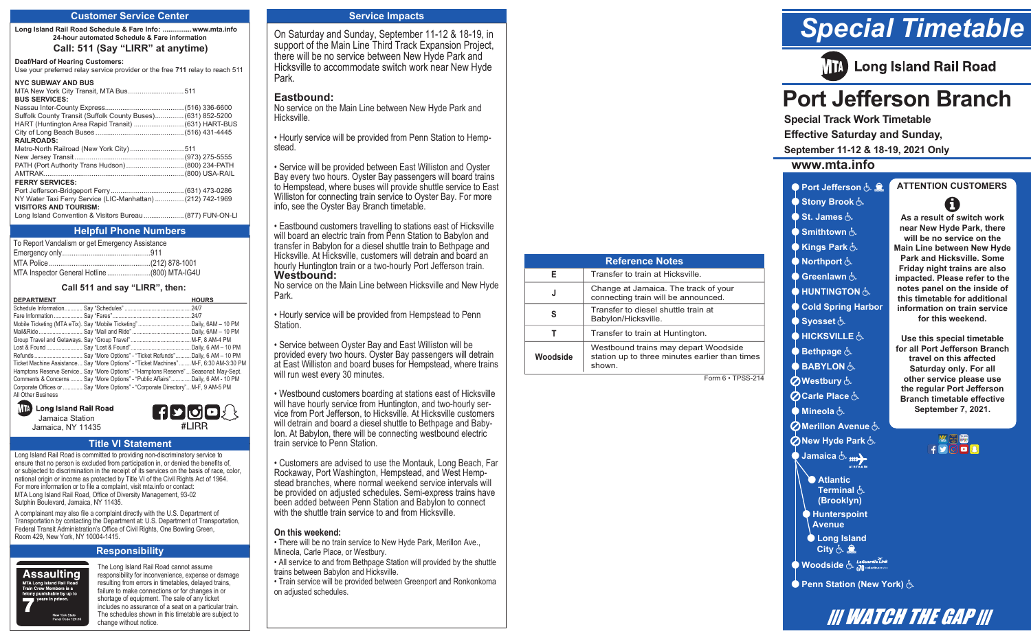## Customer Service Center

**Long Island Rail Road Schedule & Fare Info: .............. www.mta.info**
**24-hour automated Schedule & Fare information**
**Call: 511 (Say "LIRR" at anytime)**

**Deaf/Hard of Hearing Customers:**
Use your preferred relay service provider or the free **711** relay to reach 511

**NYC SUBWAY AND BUS**
MTA New York City Transit, MTA Bus............................511
**BUS SERVICES:**
Nassau Inter-County Express..........................................(516) 336-6600
Suffolk County Transit (Suffolk County Buses)...............(631) 852-5200
HART (Huntington Area Rapid Transit) ..........................(631) HART-BUS
City of Long Beach Buses ..............................................(516) 431-4445
**RAILROADS:**
Metro-North Railroad (New York City) ............................511
New Jersey Transit..........................................................(973) 275-5555
PATH (Port Authority Trans Hudson)..............................(800) 234-PATH
AMTRAK..........................................................................(800) USA-RAIL
**FERRY SERVICES:**
Port Jefferson-Bridgeport Ferry.......................................(631) 473-0286
NY Water Taxi Ferry Service (LIC-Manhattan)...............(212) 742-1969
**VISITORS AND TOURISM:**
Long Island Convention & Visitors Bureau......................(877) FUN-ON-LI

## Helpful Phone Numbers

To Report Vandalism or get Emergency Assistance
Emergency only..............................................911
MTA Police......................................................(212) 878-1001
MTA Inspector General Hotline.......................(800) MTA-IG4U

### Call 511 and say "LIRR", then:

| DEPARTMENT | | HOURS |
|---|---|---|
| Schedule Information | Say "Schedules" | 24/7 |
| Fare Information | Say "Fares" | 24/7 |
| Mobile Ticketing (MTA eTix) | Say "Mobile Ticketing" | Daily, 6AM – 10 PM |
| Mail&Ride | Say "Mail and Ride" | Daily, 6AM – 10 PM |
| Group Travel and Getaways | Say "Group Travel" | M-F, 8 AM-4 PM |
| Lost & Found | Say "Lost & Found" | Daily, 6 AM – 10 PM |
| Refunds | Say "More Options" - "Ticket Refunds" | Daily, 6 AM – 10 PM |
| Ticket Machine Assistance | Say "More Options" - "Ticket Machines" | M-F, 6:30 AM-3:30 PM |
| Hamptons Reserve Service | Say "More Options" - "Hamptons Reserve" | Seasonal: May-Sept. |
| Comments & Concerns | Say "More Options" - "Public Affairs" | Daily, 6 AM - 10 PM |
| Corporate Offices or All Other Business | Say "More Options" - "Corporate Directory" | M-F, 9 AM-5 PM |

**Long Island Rail Road**
Jamaica Station
Jamaica, NY 11435

#LIRR

## Title VI Statement

Long Island Rail Road is committed to providing non-discriminatory service to ensure that no person is excluded from participation in, or denied the benefits of, or subjected to discrimination in the receipt of its services on the basis of race, color, national origin or income as protected by Title VI of the Civil Rights Act of 1964. For more information or to file a complaint, visit mta.info or contact: MTA Long Island Rail Road, Office of Diversity Management, 93-02 Sutphin Boulevard, Jamaica, NY 11435.

A complainant may also file a complaint directly with the U.S. Department of Transportation by contacting the Department at: U.S. Department of Transportation, Federal Transit Administration's Office of Civil Rights, One Bowling Green, Room 429, New York, NY 10004-1415.

## Responsibility

**Assaulting** MTA Long Island Rail Road Train Crew Members is a felony punishable by up to **7** years in prison. New York State Penal Code 120.05

The Long Island Rail Road cannot assume responsibility for inconvenience, expense or damage resulting from errors in timetables, delayed trains, failure to make connections or for changes in or shortage of equipment. The sale of any ticket includes no assurance of a seat on a particular train. The schedules shown in this timetable are subject to change without notice.

## Service Impacts

On Saturday and Sunday, September 11-12 & 18-19, in support of the Main Line Third Track Expansion Project, there will be no service between New Hyde Park and Hicksville to accommodate switch work near New Hyde Park.

### Eastbound:

No service on the Main Line between New Hyde Park and Hicksville.

• Hourly service will be provided from Penn Station to Hempstead.

• Service will be provided between East Williston and Oyster Bay every two hours. Oyster Bay passengers will board trains to Hempstead, where buses will provide shuttle service to East Williston for connecting train service to Oyster Bay. For more info, see the Oyster Bay Branch timetable.

• Eastbound customers travelling to stations east of Hicksville will board an electric train from Penn Station to Babylon and transfer in Babylon for a diesel shuttle train to Bethpage and Hicksville. At Hicksville, customers will detrain and board an hourly Huntington train or a two-hourly Port Jefferson train.

### Westbound:

No service on the Main Line between Hicksville and New Hyde Park.

• Hourly service will be provided from Hempstead to Penn Station.

• Service between Oyster Bay and East Williston will be provided every two hours. Oyster Bay passengers will detrain at East Williston and board buses for Hempstead, where trains will run west every 30 minutes.

• Westbound customers boarding at stations east of Hicksville will have hourly service from Huntington, and two-hourly service from Port Jefferson, to Hicksville. At Hicksville customers will detrain and board a diesel shuttle to Bethpage and Babylon. At Babylon, there will be connecting westbound electric train service to Penn Station.

• Customers are advised to use the Montauk, Long Beach, Far Rockaway, Port Washington, Hempstead, and West Hempstead branches, where normal weekend service intervals will be provided on adjusted schedules. Semi-express trains have been added between Penn Station and Babylon to connect with the shuttle train service to and from Hicksville.

### On this weekend:

• There will be no train service to New Hyde Park, Merillon Ave., Mineola, Carle Place, or Westbury.
• All service to and from Bethpage Station will provided by the shuttle trains between Babylon and Hicksville.
• Train service will be provided between Greenport and Ronkonkoma on adjusted schedules.

| Reference Notes | |
|---|---|
| E | Transfer to train at Hicksville. |
| J | Change at Jamaica. The track of your connecting train will be announced. |
| S | Transfer to diesel shuttle train at Babylon/Hicksville. |
| T | Transfer to train at Huntington. |
| Woodside | Westbound trains may depart Woodside station up to three minutes earlier than times shown. |

Form 6 • TPSS-214

# Special Timetable

**Long Island Rail Road**

# Port Jefferson Branch

**Special Track Work Timetable**
**Effective Saturday and Sunday,**
**September 11-12 & 18-19, 2021 Only**

**www.mta.info**

- Port Jefferson
- Stony Brook
- St. James
- Smithtown
- Kings Park
- Northport
- Greenlawn
- HUNTINGTON
- Cold Spring Harbor
- Syosset
- HICKSVILLE
- Bethpage
- BABYLON
- Westbury
- Carle Place
- Mineola
- Merillon Avenue
- New Hyde Park
- Jamaica
  - Atlantic Terminal (Brooklyn)
  - Hunterspoint Avenue
  - Long Island City
- Woodside
- Penn Station (New York)

### ATTENTION CUSTOMERS

**As a result of switch work near New Hyde Park, there will be no service on the Main Line between New Hyde Park and Hicksville. Some Friday night trains are also impacted. Please refer to the notes panel on the inside of this timetable for additional information on train service for this weekend.**

**Use this special timetable for all Port Jefferson Branch travel on this affected Saturday only. For all other service please use the regular Port Jefferson Branch timetable effective September 7, 2021.**

/// WATCH THE GAP ///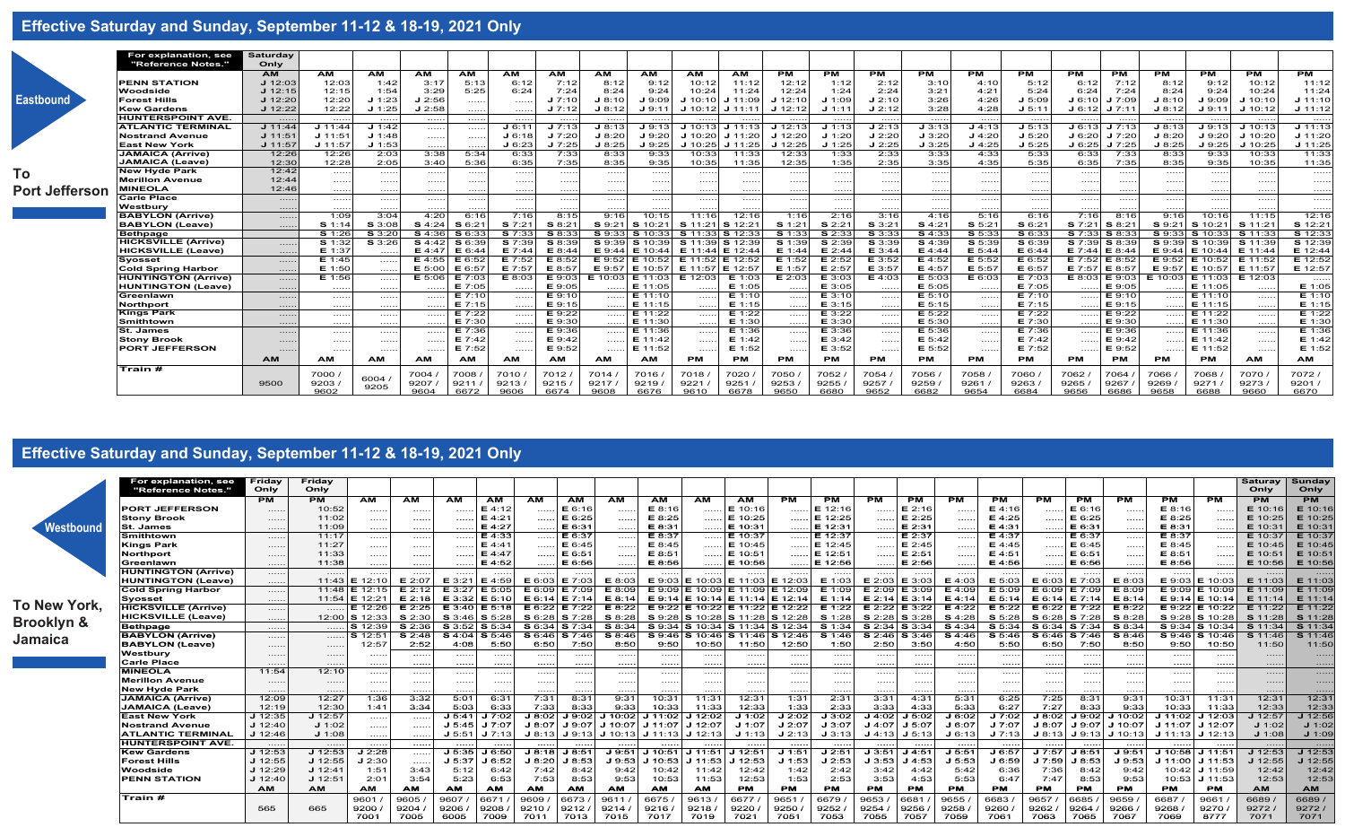## Effective Saturday and Sunday, September 11-12 & 18-19, 2021 Only

**Eastbound**

**To Port Jefferson**

| For explanation, see "Reference Notes." | Saturday Only | | | | | | | | | | | | | | | | | | | | | | |
|---|---|---|---|---|---|---|---|---|---|---|---|---|---|---|---|---|---|---|---|---|---|---|---|
| | AM | AM | AM | AM | AM | AM | AM | AM | AM | AM | AM | PM | PM | PM | PM | PM | PM | PM | PM | PM | PM | PM | PM |
| PENN STATION | J 12:03 | 12:03 | 1:42 | 3:17 | 5:13 | 6:12 | 7:12 | 8:12 | 9:12 | 10:12 | 11:12 | 12:12 | 1:12 | 2:12 | 3:10 | 4:10 | 5:12 | 6:12 | 7:12 | 8:12 | 9:12 | 10:12 | 11:12 |
| Woodside | J 12:15 | 12:15 | 1:54 | 3:29 | 5:25 | 6:24 | 7:24 | 8:24 | 9:24 | 10:24 | 11:24 | 12:24 | 1:24 | 2:24 | 3:21 | 4:21 | 5:24 | 6:24 | 7:24 | 8:24 | 9:24 | 10:24 | 11:24 |
| Forest Hills | J 12:20 | 12:20 | J 1:23 | J 2:56 | ..... | ..... | J 7:10 | J 8:10 | J 9:09 | J 10:10 | J 11:09 | J 12:10 | J 1:09 | J 2:10 | 3:26 | 4:26 | J 5:09 | J 6:10 | J 7:09 | J 8:10 | J 9:09 | J 10:10 | J 11:10 |
| Kew Gardens | J 12:22 | 12:22 | J 1:25 | J 2:58 | ..... | ..... | J 7:12 | J 8:12 | J 9:11 | J 10:12 | J 11:11 | J 12:12 | J 1:11 | J 2:12 | 3:28 | 4:28 | J 5:11 | J 6:12 | J 7:11 | J 8:12 | J 9:11 | J 10:12 | J 11:12 |
| HUNTERSPOINT AVE. | ..... | ..... | ..... | ..... | ..... | ..... | ..... | ..... | ..... | ..... | ..... | ..... | ..... | ..... | ..... | ..... | ..... | ..... | ..... | ..... | ..... | ..... | ..... |
| ATLANTIC TERMINAL | J 11:44 | J 11:44 | J 1:42 | ..... | ..... | J 6:11 | J 7:13 | J 8:13 | J 9:13 | J 10:13 | J 11:13 | J 12:13 | J 1:13 | J 2:13 | J 3:13 | J 4:13 | J 5:13 | J 6:13 | J 7:13 | J 8:13 | J 9:13 | J 10:13 | J 11:13 |
| Nostrand Avenue | J 11:51 | J 11:51 | J 1:48 | ..... | ..... | J 6:18 | J 7:20 | J 8:20 | J 9:20 | J 10:20 | J 11:20 | J 12:20 | J 1:20 | J 2:20 | J 3:20 | J 4:20 | J 5:20 | J 6:20 | J 7:20 | J 8:20 | J 9:20 | J 10:20 | J 11:20 |
| East New York | J 11:57 | J 11:57 | J 1:53 | ..... | ..... | J 6:23 | J 7:25 | J 8:25 | J 9:25 | J 10:25 | J 11:25 | J 12:25 | J 1:25 | J 2:25 | J 3:25 | J 4:25 | J 5:25 | J 6:25 | J 7:25 | J 8:25 | J 9:25 | J 10:25 | J 11:25 |
| JAMAICA (Arrive) | 12:26 | 12:26 | 2:03 | 3:38 | 5:34 | 6:33 | 7:33 | 8:33 | 9:33 | 10:33 | 11:33 | 12:33 | 1:33 | 2:33 | 3:33 | 4:33 | 5:33 | 6:33 | 7:33 | 8:33 | 9:33 | 10:33 | 11:33 |
| JAMAICA (Leave) | 12:30 | 12:28 | 2:05 | 3:40 | 5:36 | 6:35 | 7:35 | 8:35 | 9:35 | 10:35 | 11:35 | 12:35 | 1:35 | 2:35 | 3:35 | 4:35 | 5:35 | 6:35 | 7:35 | 8:35 | 9:35 | 10:35 | 11:35 |
| New Hyde Park | 12:42 | ..... | ..... | ..... | ..... | ..... | ..... | ..... | ..... | ..... | ..... | ..... | ..... | ..... | ..... | ..... | ..... | ..... | ..... | ..... | ..... | ..... | ..... |
| Merillon Avenue | 12:44 | ..... | ..... | ..... | ..... | ..... | ..... | ..... | ..... | ..... | ..... | ..... | ..... | ..... | ..... | ..... | ..... | ..... | ..... | ..... | ..... | ..... | ..... |
| MINEOLA | 12:46 | ..... | ..... | ..... | ..... | ..... | ..... | ..... | ..... | ..... | ..... | ..... | ..... | ..... | ..... | ..... | ..... | ..... | ..... | ..... | ..... | ..... | ..... |
| Carle Place | ..... | ..... | ..... | ..... | ..... | ..... | ..... | ..... | ..... | ..... | ..... | ..... | ..... | ..... | ..... | ..... | ..... | ..... | ..... | ..... | ..... | ..... | ..... |
| Westbury | ..... | ..... | ..... | ..... | ..... | ..... | ..... | ..... | ..... | ..... | ..... | ..... | ..... | ..... | ..... | ..... | ..... | ..... | ..... | ..... | ..... | ..... | ..... |
| BABYLON (Arrive) | ..... | 1:09 | 3:04 | 4:20 | 6:16 | 7:16 | 8:15 | 9:16 | 10:15 | 11:16 | 12:16 | 1:16 | 2:16 | 3:16 | 4:16 | 5:16 | 6:16 | 7:16 | 8:16 | 9:16 | 10:16 | 11:15 | 12:16 |
| BABYLON (Leave) | ..... | S 1:14 | S 3:08 | S 4:24 | S 6:21 | S 7:21 | S 8:21 | S 9:21 | S 10:21 | S 11:21 | S 12:21 | S 1:21 | S 2:21 | S 3:21 | S 4:21 | S 5:21 | S 6:21 | S 7:21 | S 8:21 | S 9:21 | S 10:21 | S 11:21 | S 12:21 |
| Bethpage | ..... | S 1:26 | S 3:20 | S 4:36 | S 6:33 | S 7:33 | S 8:33 | S 9:33 | S 10:33 | S 11:33 | S 12:33 | S 1:33 | S 2:33 | S 3:33 | S 4:33 | S 5:33 | S 6:33 | S 7:33 | S 8:33 | S 9:33 | S 10:33 | S 11:33 | S 12:33 |
| HICKSVILLE (Arrive) | ..... | S 1:32 | S 3:26 | S 4:42 | S 6:39 | S 7:39 | S 8:39 | S 9:39 | S 10:39 | S 11:39 | S 12:39 | S 1:39 | S 2:39 | S 3:39 | S 4:39 | S 5:39 | S 6:39 | S 7:39 | S 8:39 | S 9:39 | S 10:39 | S 11:39 | S 12:39 |
| HICKSVILLE (Leave) | ..... | E 1:37 | ..... | E 4:47 | E 6:44 | E 7:44 | E 8:44 | E 9:44 | E 10:44 | E 11:44 | E 12:44 | E 1:44 | E 2:44 | E 3:44 | E 4:44 | E 5:44 | E 6:44 | E 7:44 | E 8:44 | E 9:44 | E 10:44 | E 11:44 | E 12:44 |
| Syosset | ..... | E 1:45 | ..... | E 4:55 | E 6:52 | E 7:52 | E 8:52 | E 9:52 | E 10:52 | E 11:52 | E 12:52 | E 1:52 | E 2:52 | E 3:52 | E 4:52 | E 5:52 | E 6:52 | E 7:52 | E 8:52 | E 9:52 | E 10:52 | E 11:52 | E 12:52 |
| Cold Spring Harbor | ..... | E 1:50 | ..... | E 5:00 | E 6:57 | E 7:57 | E 8:57 | E 9:57 | E 10:57 | E 11:57 | E 12:57 | E 1:57 | E 2:57 | E 3:57 | E 4:57 | E 5:57 | E 6:57 | E 7:57 | E 8:57 | E 9:57 | E 10:57 | E 11:57 | E 12:57 |
| HUNTINGTON (Arrive) | ..... | E 1:56 | ..... | E 5:06 | E 7:03 | E 8:03 | E 9:03 | E 10:03 | E 11:03 | E 12:03 | E 1:03 | E 2:03 | E 3:03 | E 4:03 | E 5:03 | E 6:03 | E 7:03 | E 8:03 | E 9:03 | E 10:03 | E 11:03 | E 12:03 | ..... |
| HUNTINGTON (Leave) | ..... | ..... | ..... | ..... | E 7:05 | ..... | E 9:05 | ..... | E 11:05 | ..... | E 1:05 | ..... | E 3:05 | ..... | E 5:05 | ..... | E 7:05 | ..... | E 9:05 | ..... | E 11:05 | ..... | E 1:05 |
| Greenlawn | ..... | ..... | ..... | ..... | E 7:10 | ..... | E 9:10 | ..... | E 11:10 | ..... | E 1:10 | ..... | E 3:10 | ..... | E 5:10 | ..... | E 7:10 | ..... | E 9:10 | ..... | E 11:10 | ..... | E 1:10 |
| Northport | ..... | ..... | ..... | ..... | E 7:15 | ..... | E 9:15 | ..... | E 11:15 | ..... | E 1:15 | ..... | E 3:15 | ..... | E 5:15 | ..... | E 7:15 | ..... | E 9:15 | ..... | E 11:15 | ..... | E 1:15 |
| Kings Park | ..... | ..... | ..... | ..... | E 7:22 | ..... | E 9:22 | ..... | E 11:22 | ..... | E 1:22 | ..... | E 3:22 | ..... | E 5:22 | ..... | E 7:22 | ..... | E 9:22 | ..... | E 11:22 | ..... | E 1:22 |
| Smithtown | ..... | ..... | ..... | ..... | E 7:30 | ..... | E 9:30 | ..... | E 11:30 | ..... | E 1:30 | ..... | E 3:30 | ..... | E 5:30 | ..... | E 7:30 | ..... | E 9:30 | ..... | E 11:30 | ..... | E 1:30 |
| St. James | ..... | ..... | ..... | ..... | E 7:36 | ..... | E 9:36 | ..... | E 11:36 | ..... | E 1:36 | ..... | E 3:36 | ..... | E 5:36 | ..... | E 7:36 | ..... | E 9:36 | ..... | E 11:36 | ..... | E 1:36 |
| Stony Brook | ..... | ..... | ..... | ..... | E 7:42 | ..... | E 9:42 | ..... | E 11:42 | ..... | E 1:42 | ..... | E 3:42 | ..... | E 5:42 | ..... | E 7:42 | ..... | E 9:42 | ..... | E 11:42 | ..... | E 1:42 |
| PORT JEFFERSON | ..... | ..... | ..... | ..... | E 7:52 | ..... | E 9:52 | ..... | E 11:52 | ..... | E 1:52 | ..... | E 3:52 | ..... | E 5:52 | ..... | E 7:52 | ..... | E 9:52 | ..... | E 11:52 | ..... | E 1:52 |
| | AM | AM | AM | AM | AM | AM | AM | AM | AM | AM | PM | PM | PM | PM | PM | PM | PM | PM | PM | PM | PM | AM | AM |
| Train # | 9500 | 7000 / 9203 / 9602 | 6004 / 9205 | 7004 / 9207 / 9604 | 7008 / 9211 / 6672 | 7010 / 9213 / 9606 | 7012 / 9215 / 6674 | 7014 / 9217 / 9608 | 7016 / 9219 / 6676 | 7018 / 9221 / 9610 | 7020 / 9251 / 6678 | 7050 / 9253 / 9650 | 7052 / 9255 / 6680 | 7054 / 9257 / 9652 | 7056 / 9259 / 6682 | 7058 / 9261 / 9654 | 7060 / 9263 / 6684 | 7062 / 9265 / 9656 | 7064 / 9267 / 6686 | 7066 / 9269 / 9658 | 7068 / 9271 / 6688 | 7070 / 9273 / 9660 | 7072 / 9201 / 6670 |

## Effective Saturday and Sunday, September 11-12 & 18-19, 2021 Only

**Westbound**

**To New York, Brooklyn & Jamaica**

| For explanation, see "Reference Notes." | Friday Only | Friday Only | | | | | | | | | | | | | | | | | | | | | | Saturday Only | Sunday Only |
|---|---|---|---|---|---|---|---|---|---|---|---|---|---|---|---|---|---|---|---|---|---|---|---|---|---|
| | PM | PM | AM | AM | AM | AM | AM | AM | AM | AM | AM | AM | PM | PM | PM | PM | PM | PM | PM | PM | PM | PM | PM | PM | PM |
| PORT JEFFERSON | ..... | 10:52 | ..... | ..... | ..... | E 4:12 | ..... | E 6:16 | ..... | E 8:16 | ..... | E 10:16 | ..... | E 12:16 | ..... | E 2:16 | ..... | E 4:16 | ..... | E 6:16 | ..... | E 8:16 | ..... | E 10:16 | E 10:16 |
| Stony Brook | ..... | 11:02 | ..... | ..... | ..... | E 4:21 | ..... | E 6:25 | ..... | E 8:25 | ..... | E 10:25 | ..... | E 12:25 | ..... | E 2:25 | ..... | E 4:25 | ..... | E 6:25 | ..... | E 8:25 | ..... | E 10:25 | E 10:25 |
| St. James | ..... | 11:09 | ..... | ..... | ..... | E 4:27 | ..... | E 6:31 | ..... | E 8:31 | ..... | E 10:31 | ..... | E 12:31 | ..... | E 2:31 | ..... | E 4:31 | ..... | E 6:31 | ..... | E 8:31 | ..... | E 10:31 | E 10:31 |
| Smithtown | ..... | 11:17 | ..... | ..... | ..... | E 4:33 | ..... | E 6:37 | ..... | E 8:37 | ..... | E 10:37 | ..... | E 12:37 | ..... | E 2:37 | ..... | E 4:37 | ..... | E 6:37 | ..... | E 8:37 | ..... | E 10:37 | E 10:37 |
| Kings Park | ..... | 11:27 | ..... | ..... | ..... | E 4:41 | ..... | E 6:45 | ..... | E 8:45 | ..... | E 10:45 | ..... | E 12:45 | ..... | E 2:45 | ..... | E 4:45 | ..... | E 6:45 | ..... | E 8:45 | ..... | E 10:45 | E 10:45 |
| Northport | ..... | 11:33 | ..... | ..... | ..... | E 4:47 | ..... | E 6:51 | ..... | E 8:51 | ..... | E 10:51 | ..... | E 12:51 | ..... | E 2:51 | ..... | E 4:51 | ..... | E 6:51 | ..... | E 8:51 | ..... | E 10:51 | E 10:51 |
| Greenlawn | ..... | 11:38 | ..... | ..... | ..... | E 4:52 | ..... | E 6:56 | ..... | E 8:56 | ..... | E 10:56 | ..... | E 12:56 | ..... | E 2:56 | ..... | E 4:56 | ..... | E 6:56 | ..... | E 8:56 | ..... | E 10:56 | E 10:56 |
| HUNTINGTON (Arrive) | ..... | ..... | ..... | ..... | ..... | ..... | ..... | ..... | ..... | ..... | ..... | ..... | ..... | ..... | ..... | ..... | ..... | ..... | ..... | ..... | ..... | ..... | ..... | ..... | ..... |
| HUNTINGTON (Leave) | ..... | 11:43 | E 12:10 | E 2:07 | E 3:21 | E 4:59 | E 6:03 | E 7:03 | E 8:03 | E 9:03 | E 10:03 | E 11:03 | E 12:03 | E 1:03 | E 2:03 | E 3:03 | E 4:03 | E 5:03 | E 6:03 | E 7:03 | E 8:03 | E 9:03 | E 10:03 | E 11:03 | E 11:03 |
| Cold Spring Harbor | ..... | 11:48 | E 12:15 | E 2:12 | E 3:27 | E 5:05 | E 6:09 | E 7:09 | E 8:09 | E 9:09 | E 10:09 | E 11:09 | E 12:09 | E 1:09 | E 2:09 | E 3:09 | E 4:09 | E 5:09 | E 6:09 | E 7:09 | E 8:09 | E 9:09 | E 10:09 | E 11:09 | E 11:09 |
| Syosset | ..... | 11:54 | E 12:21 | E 2:18 | E 3:32 | E 5:10 | E 6:14 | E 7:14 | E 8:14 | E 9:14 | E 10:14 | E 11:14 | E 12:14 | E 1:14 | E 2:14 | E 3:14 | E 4:14 | E 5:14 | E 6:14 | E 7:14 | E 8:14 | E 9:14 | E 10:14 | E 11:14 | E 11:14 |
| HICKSVILLE (Arrive) | ..... | ..... | E 12:26 | E 2:25 | E 3:40 | E 5:18 | E 6:22 | E 7:22 | E 8:22 | E 9:22 | E 10:22 | E 11:22 | E 12:22 | E 1:22 | E 2:22 | E 3:22 | E 4:22 | E 5:22 | E 6:22 | E 7:22 | E 8:22 | E 9:22 | E 10:22 | E 11:22 | E 11:22 |
| HICKSVILLE (Leave) | ..... | 12:00 | S 12:33 | S 2:30 | S 3:46 | S 5:28 | S 6:28 | S 7:28 | S 8:28 | S 9:28 | S 10:28 | S 11:28 | S 12:28 | S 1:28 | S 2:28 | S 3:28 | S 4:28 | S 5:28 | S 6:28 | S 7:28 | S 8:28 | S 9:28 | S 10:28 | S 11:28 | S 11:28 |
| Bethpage | ..... | ..... | S 12:39 | S 2:36 | S 3:52 | S 5:34 | S 6:34 | S 7:34 | S 8:34 | S 9:34 | S 10:34 | S 11:34 | S 12:34 | S 1:34 | S 2:34 | S 3:34 | S 4:34 | S 5:34 | S 6:34 | S 7:34 | S 8:34 | S 9:34 | S 10:34 | S 11:34 | S 11:34 |
| BABYLON (Arrive) | ..... | ..... | S 12:51 | S 2:48 | S 4:04 | S 5:46 | S 6:46 | S 7:46 | S 8:46 | S 9:46 | S 10:46 | S 11:46 | S 12:46 | S 1:46 | S 2:46 | S 3:46 | S 4:46 | S 5:46 | S 6:46 | S 7:46 | S 8:46 | S 9:46 | S 10:46 | S 11:46 | S 11:46 |
| BABYLON (Leave) | ..... | ..... | 12:57 | 2:52 | 4:08 | 5:50 | 6:50 | 7:50 | 8:50 | 9:50 | 10:50 | 11:50 | 12:50 | 1:50 | 2:50 | 3:50 | 4:50 | 5:50 | 6:50 | 7:50 | 8:50 | 9:50 | 10:50 | 11:50 | 11:50 |
| Westbury | ..... | ..... | ..... | ..... | ..... | ..... | ..... | ..... | ..... | ..... | ..... | ..... | ..... | ..... | ..... | ..... | ..... | ..... | ..... | ..... | ..... | ..... | ..... | ..... | ..... |
| Carle Place | ..... | ..... | ..... | ..... | ..... | ..... | ..... | ..... | ..... | ..... | ..... | ..... | ..... | ..... | ..... | ..... | ..... | ..... | ..... | ..... | ..... | ..... | ..... | ..... | ..... |
| MINEOLA | 11:54 | 12:10 | ..... | ..... | ..... | ..... | ..... | ..... | ..... | ..... | ..... | ..... | ..... | ..... | ..... | ..... | ..... | ..... | ..... | ..... | ..... | ..... | ..... | ..... | ..... |
| Merillon Avenue | ..... | ..... | ..... | ..... | ..... | ..... | ..... | ..... | ..... | ..... | ..... | ..... | ..... | ..... | ..... | ..... | ..... | ..... | ..... | ..... | ..... | ..... | ..... | ..... | ..... |
| New Hyde Park | ..... | ..... | ..... | ..... | ..... | ..... | ..... | ..... | ..... | ..... | ..... | ..... | ..... | ..... | ..... | ..... | ..... | ..... | ..... | ..... | ..... | ..... | ..... | ..... | ..... |
| JAMAICA (Arrive) | 12:09 | 12:27 | 1:36 | 3:32 | 5:01 | 6:31 | 7:31 | 8:31 | 9:31 | 10:31 | 11:31 | 12:31 | 1:31 | 2:31 | 3:31 | 4:31 | 5:31 | 6:25 | 7:25 | 8:31 | 9:31 | 10:31 | 11:31 | 12:31 | 12:31 |
| JAMAICA (Leave) | 12:19 | 12:30 | 1:41 | 3:34 | 5:03 | 6:33 | 7:33 | 8:33 | 9:33 | 10:33 | 11:33 | 12:33 | 1:33 | 2:33 | 3:33 | 4:33 | 5:33 | 6:27 | 7:27 | 8:33 | 9:33 | 10:33 | 11:33 | 12:33 | 12:33 |
| East New York | J 12:35 | J 12:57 | ..... | ..... | J 5:41 | J 7:02 | J 8:02 | J 9:02 | J 10:02 | J 11:02 | J 12:02 | J 1:02 | J 2:02 | J 3:02 | J 4:02 | J 5:02 | J 6:02 | J 7:02 | J 8:02 | J 9:02 | J 10:02 | J 11:02 | J 12:03 | J 12:57 | J 12:56 |
| Nostrand Avenue | J 12:40 | J 1:02 | ..... | ..... | J 5:45 | J 7:07 | J 8:07 | J 9:07 | J 10:07 | J 11:07 | J 12:07 | J 1:07 | J 2:07 | J 3:07 | J 4:07 | J 5:07 | J 6:07 | J 7:07 | J 8:07 | J 9:07 | J 10:07 | J 11:07 | J 12:07 | J 1:02 | J 1:02 |
| ATLANTIC TERMINAL | J 12:46 | J 1:08 | ..... | ..... | J 5:51 | J 7:13 | J 8:13 | J 9:13 | J 10:13 | J 11:13 | J 12:13 | J 1:13 | J 2:13 | J 3:13 | J 4:13 | J 5:13 | J 6:13 | J 7:13 | J 8:13 | J 9:13 | J 10:13 | J 11:13 | J 12:13 | J 1:08 | J 1:09 |
| HUNTERSPOINT AVE. | ..... | ..... | ..... | ..... | ..... | ..... | ..... | ..... | ..... | ..... | ..... | ..... | ..... | ..... | ..... | ..... | ..... | ..... | ..... | ..... | ..... | ..... | ..... | ..... | ..... |
| Kew Gardens | J 12:53 | J 12:53 | J 2:28 | ..... | J 5:35 | J 6:50 | J 8:18 | J 8:51 | J 9:51 | J 10:51 | J 11:51 | J 12:51 | J 1:51 | J 2:51 | J 3:51 | J 4:51 | J 5:51 | J 6:57 | J 7:57 | J 8:51 | J 9:51 | J 10:58 | J 11:51 | J 12:53 | J 12:53 |
| Forest Hills | J 12:55 | J 12:55 | J 2:30 | ..... | J 5:37 | J 6:52 | J 8:20 | J 8:53 | J 9:53 | J 10:53 | J 11:53 | J 12:53 | J 1:53 | J 2:53 | J 3:53 | J 4:53 | J 5:53 | J 6:59 | J 7:59 | J 8:53 | J 9:53 | J 11:00 | J 11:53 | J 12:55 | J 12:55 |
| Woodside | J 12:29 | J 12:41 | 1:51 | 3:43 | 5:12 | 6:42 | 7:42 | 8:42 | 9:42 | 10:42 | 11:42 | 12:42 | 1:42 | 2:42 | 3:42 | 4:42 | 5:42 | 6:36 | 7:36 | 8:42 | 9:42 | 10:42 | J 11:59 | 12:42 | 12:42 |
| PENN STATION | J 12:40 | J 12:51 | 2:01 | 3:54 | 5:23 | 6:53 | 7:53 | 8:53 | 9:53 | 10:53 | 11:53 | 12:53 | 1:53 | 2:53 | 3:53 | 4:53 | 5:53 | 6:47 | 7:47 | 8:53 | 9:53 | 10:53 | J 11:53 | 12:53 | 12:53 |
| | AM | AM | AM | AM | AM | AM | AM | AM | AM | AM | AM | PM | PM | PM | PM | PM | PM | PM | PM | PM | PM | PM | PM | AM | AM |
| Train # | 565 | 665 | 9601 / 9200 / 7001 | 9605 / 9204 / 7005 | 9607 / 9206 / 6005 | 6671 / 9208 / 7009 | 9609 / 9210 / 7011 | 6673 / 9212 / 7013 | 9611 / 9214 / 7015 | 6675 / 9216 / 7017 | 9613 / 9218 / 7019 | 6677 / 9220 / 7021 | 9651 / 9250 / 7051 | 6679 / 9252 / 7053 | 9653 / 9254 / 7055 | 6681 / 9256 / 7057 | 9655 / 9258 / 7059 | 6683 / 9260 / 7061 | 9657 / 9262 / 7063 | 6685 / 9264 / 7065 | 9659 / 9266 / 7067 | 6687 / 9268 / 7069 | 9661 / 9270 / 8777 | 6689 / 9272 / 7071 | 6689 / 9272 / 7071 |